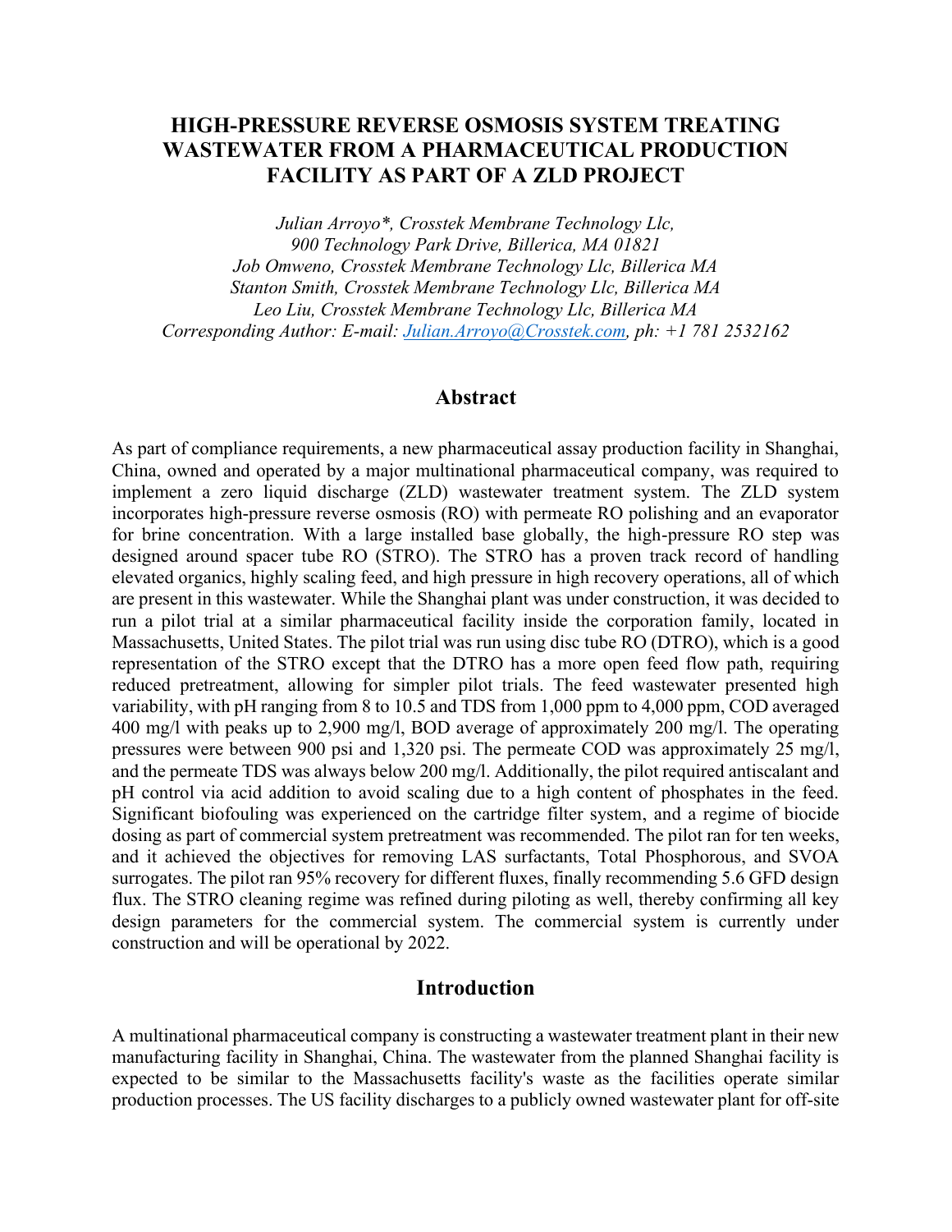# HIGH-PRESSURE REVERSE OSMOSIS SYSTEM TREATING WASTEWATER FROM A PHARMACEUTICAL PRODUCTION FACILITY AS PART OF A ZLD PROJECT

*Julian Arroyo\*, Crosstek Membrane Technology Llc,*
*900 Technology Park Drive, Billerica, MA 01821*
*Job Omweno, Crosstek Membrane Technology Llc, Billerica MA*
*Stanton Smith, Crosstek Membrane Technology Llc, Billerica MA*
*Leo Liu, Crosstek Membrane Technology Llc, Billerica MA*
*Corresponding Author: E-mail: Julian.Arroyo@Crosstek.com, ph: +1 781 2532162*

## Abstract

As part of compliance requirements, a new pharmaceutical assay production facility in Shanghai, China, owned and operated by a major multinational pharmaceutical company, was required to implement a zero liquid discharge (ZLD) wastewater treatment system. The ZLD system incorporates high-pressure reverse osmosis (RO) with permeate RO polishing and an evaporator for brine concentration. With a large installed base globally, the high-pressure RO step was designed around spacer tube RO (STRO). The STRO has a proven track record of handling elevated organics, highly scaling feed, and high pressure in high recovery operations, all of which are present in this wastewater. While the Shanghai plant was under construction, it was decided to run a pilot trial at a similar pharmaceutical facility inside the corporation family, located in Massachusetts, United States. The pilot trial was run using disc tube RO (DTRO), which is a good representation of the STRO except that the DTRO has a more open feed flow path, requiring reduced pretreatment, allowing for simpler pilot trials. The feed wastewater presented high variability, with pH ranging from 8 to 10.5 and TDS from 1,000 ppm to 4,000 ppm, COD averaged 400 mg/l with peaks up to 2,900 mg/l, BOD average of approximately 200 mg/l. The operating pressures were between 900 psi and 1,320 psi. The permeate COD was approximately 25 mg/l, and the permeate TDS was always below 200 mg/l. Additionally, the pilot required antiscalant and pH control via acid addition to avoid scaling due to a high content of phosphates in the feed. Significant biofouling was experienced on the cartridge filter system, and a regime of biocide dosing as part of commercial system pretreatment was recommended. The pilot ran for ten weeks, and it achieved the objectives for removing LAS surfactants, Total Phosphorous, and SVOA surrogates. The pilot ran 95% recovery for different fluxes, finally recommending 5.6 GFD design flux. The STRO cleaning regime was refined during piloting as well, thereby confirming all key design parameters for the commercial system. The commercial system is currently under construction and will be operational by 2022.

## Introduction

A multinational pharmaceutical company is constructing a wastewater treatment plant in their new manufacturing facility in Shanghai, China. The wastewater from the planned Shanghai facility is expected to be similar to the Massachusetts facility's waste as the facilities operate similar production processes. The US facility discharges to a publicly owned wastewater plant for off-site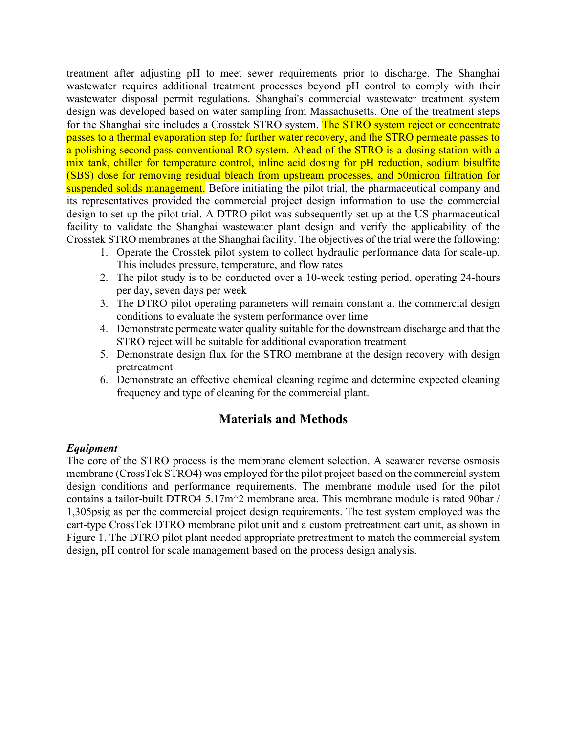treatment after adjusting pH to meet sewer requirements prior to discharge. The Shanghai wastewater requires additional treatment processes beyond pH control to comply with their wastewater disposal permit regulations. Shanghai's commercial wastewater treatment system design was developed based on water sampling from Massachusetts. One of the treatment steps for the Shanghai site includes a Crosstek STRO system. The STRO system reject or concentrate passes to a thermal evaporation step for further water recovery, and the STRO permeate passes to a polishing second pass conventional RO system. Ahead of the STRO is a dosing station with a mix tank, chiller for temperature control, inline acid dosing for pH reduction, sodium bisulfite (SBS) dose for removing residual bleach from upstream processes, and 50micron filtration for suspended solids management. Before initiating the pilot trial, the pharmaceutical company and its representatives provided the commercial project design information to use the commercial design to set up the pilot trial. A DTRO pilot was subsequently set up at the US pharmaceutical facility to validate the Shanghai wastewater plant design and verify the applicability of the Crosstek STRO membranes at the Shanghai facility. The objectives of the trial were the following:

1. Operate the Crosstek pilot system to collect hydraulic performance data for scale-up. This includes pressure, temperature, and flow rates
2. The pilot study is to be conducted over a 10-week testing period, operating 24-hours per day, seven days per week
3. The DTRO pilot operating parameters will remain constant at the commercial design conditions to evaluate the system performance over time
4. Demonstrate permeate water quality suitable for the downstream discharge and that the STRO reject will be suitable for additional evaporation treatment
5. Demonstrate design flux for the STRO membrane at the design recovery with design pretreatment
6. Demonstrate an effective chemical cleaning regime and determine expected cleaning frequency and type of cleaning for the commercial plant.

## Materials and Methods

***Equipment***

The core of the STRO process is the membrane element selection. A seawater reverse osmosis membrane (CrossTek STRO4) was employed for the pilot project based on the commercial system design conditions and performance requirements. The membrane module used for the pilot contains a tailor-built DTRO4 5.17m^2 membrane area. This membrane module is rated 90bar / 1,305psig as per the commercial project design requirements. The test system employed was the cart-type CrossTek DTRO membrane pilot unit and a custom pretreatment cart unit, as shown in Figure 1. The DTRO pilot plant needed appropriate pretreatment to match the commercial system design, pH control for scale management based on the process design analysis.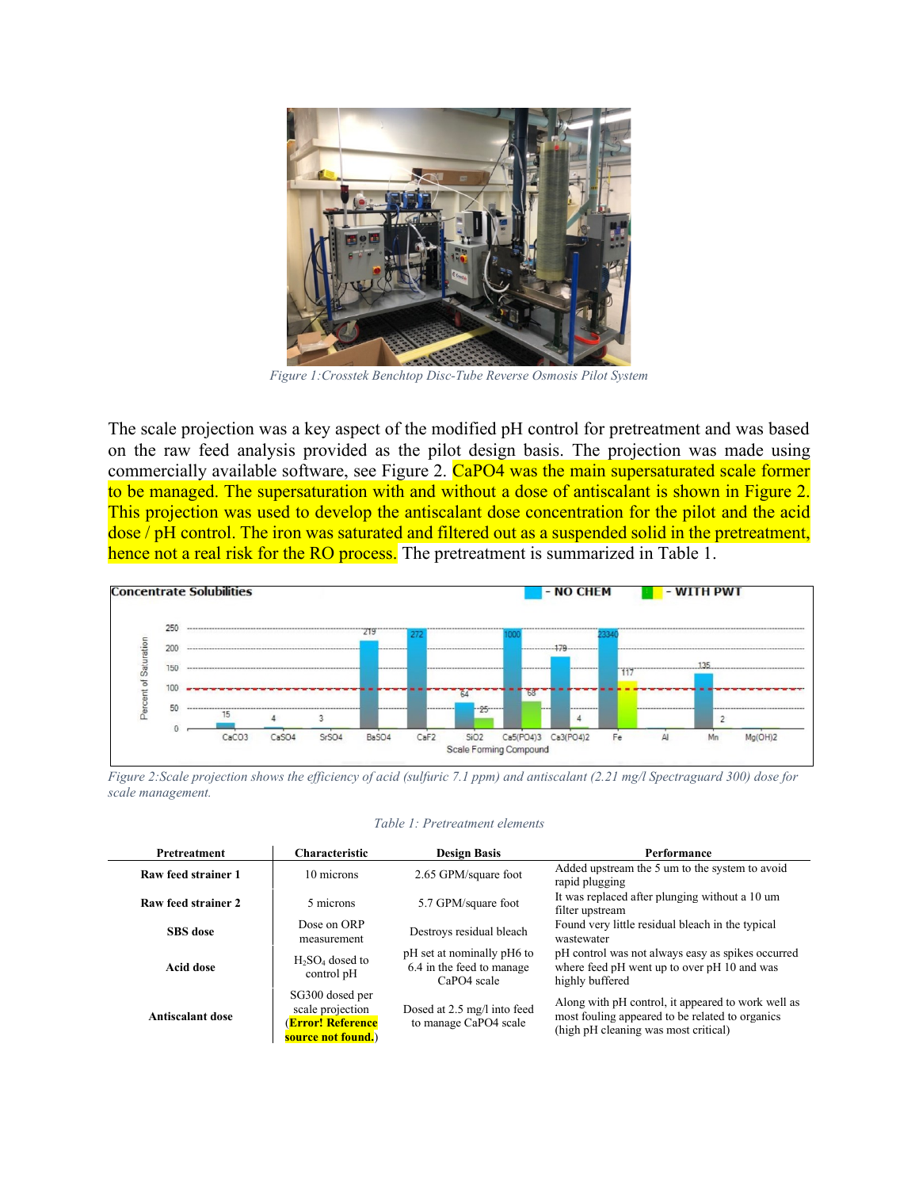*Figure 1:Crosstek Benchtop Disc-Tube Reverse Osmosis Pilot System*

The scale projection was a key aspect of the modified pH control for pretreatment and was based on the raw feed analysis provided as the pilot design basis. The projection was made using commercially available software, see Figure 2. CaPO4 was the main supersaturated scale former to be managed. The supersaturation with and without a dose of antiscalant is shown in Figure 2. This projection was used to develop the antiscalant dose concentration for the pilot and the acid dose / pH control. The iron was saturated and filtered out as a suspended solid in the pretreatment, hence not a real risk for the RO process. The pretreatment is summarized in Table 1.

*Figure 2:Scale projection shows the efficiency of acid (sulfuric 7.1 ppm) and antiscalant (2.21 mg/l Spectraguard 300) dose for scale management.*

*Table 1: Pretreatment elements*

| Pretreatment | Characteristic | Design Basis | Performance |
|---|---|---|---|
| **Raw feed strainer 1** | 10 microns | 2.65 GPM/square foot | Added upstream the 5 um to the system to avoid rapid plugging |
| **Raw feed strainer 2** | 5 microns | 5.7 GPM/square foot | It was replaced after plunging without a 10 um filter upstream |
| **SBS dose** | Dose on ORP measurement | Destroys residual bleach | Found very little residual bleach in the typical wastewater |
| **Acid dose** | $H_2SO_4$ dosed to control pH | pH set at nominally pH6 to 6.4 in the feed to manage CaPO4 scale | pH control was not always easy as spikes occurred where feed pH went up to over pH 10 and was highly buffered |
| **Antiscalant dose** | SG300 dosed per scale projection (**Error! Reference source not found.**) | Dosed at 2.5 mg/l into feed to manage CaPO4 scale | Along with pH control, it appeared to work well as most fouling appeared to be related to organics (high pH cleaning was most critical) |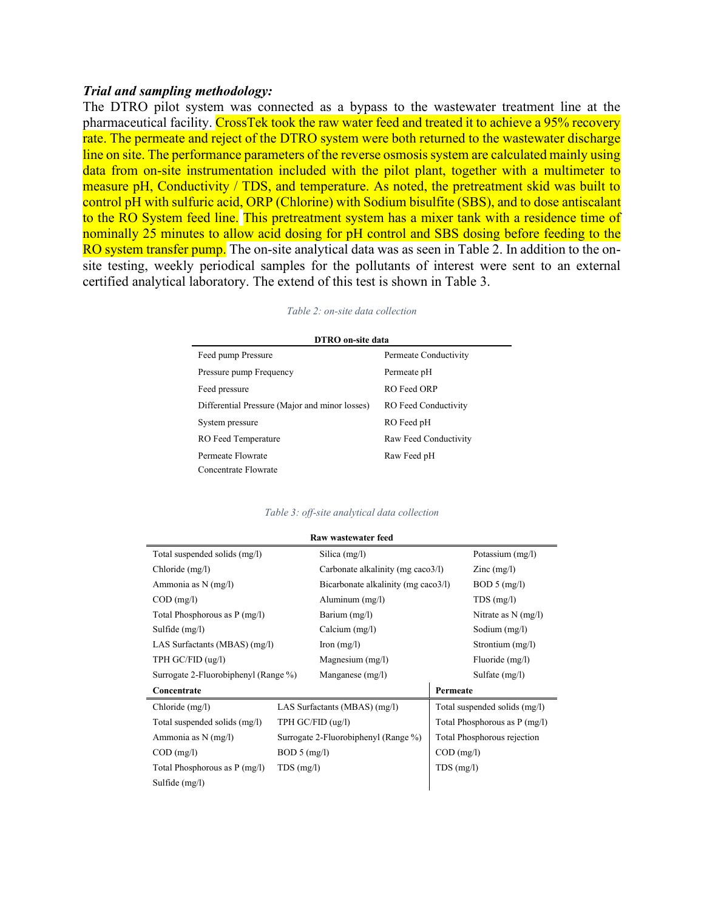***Trial and sampling methodology:***

The DTRO pilot system was connected as a bypass to the wastewater treatment line at the pharmaceutical facility. CrossTek took the raw water feed and treated it to achieve a 95% recovery rate. The permeate and reject of the DTRO system were both returned to the wastewater discharge line on site. The performance parameters of the reverse osmosis system are calculated mainly using data from on-site instrumentation included with the pilot plant, together with a multimeter to measure pH, Conductivity / TDS, and temperature. As noted, the pretreatment skid was built to control pH with sulfuric acid, ORP (Chlorine) with Sodium bisulfite (SBS), and to dose antiscalant to the RO System feed line. This pretreatment system has a mixer tank with a residence time of nominally 25 minutes to allow acid dosing for pH control and SBS dosing before feeding to the RO system transfer pump. The on-site analytical data was as seen in Table 2. In addition to the on-site testing, weekly periodical samples for the pollutants of interest were sent to an external certified analytical laboratory. The extend of this test is shown in Table 3.

*Table 2: on-site data collection*

| DTRO on-site data | |
|---|---|
| Feed pump Pressure | Permeate Conductivity |
| Pressure pump Frequency | Permeate pH |
| Feed pressure | RO Feed ORP |
| Differential Pressure (Major and minor losses) | RO Feed Conductivity |
| System pressure | RO Feed pH |
| RO Feed Temperature | Raw Feed Conductivity |
| Permeate Flowrate | Raw Feed pH |
| Concentrate Flowrate | |

*Table 3: off-site analytical data collection*

| Raw wastewater feed | | |
|---|---|---|
| Total suspended solids (mg/l) | Silica (mg/l) | Potassium (mg/l) |
| Chloride (mg/l) | Carbonate alkalinity (mg caco3/l) | Zinc (mg/l) |
| Ammonia as N (mg/l) | Bicarbonate alkalinity (mg caco3/l) | BOD 5 (mg/l) |
| COD (mg/l) | Aluminum (mg/l) | TDS (mg/l) |
| Total Phosphorous as P (mg/l) | Barium (mg/l) | Nitrate as N (mg/l) |
| Sulfide (mg/l) | Calcium (mg/l) | Sodium (mg/l) |
| LAS Surfactants (MBAS) (mg/l) | Iron (mg/l) | Strontium (mg/l) |
| TPH GC/FID (ug/l) | Magnesium (mg/l) | Fluoride (mg/l) |
| Surrogate 2-Fluorobiphenyl (Range %) | Manganese (mg/l) | Sulfate (mg/l) |

| Concentrate | | Permeate |
|---|---|---|
| Chloride (mg/l) | LAS Surfactants (MBAS) (mg/l) | Total suspended solids (mg/l) |
| Total suspended solids (mg/l) | TPH GC/FID (ug/l) | Total Phosphorous as P (mg/l) |
| Ammonia as N (mg/l) | Surrogate 2-Fluorobiphenyl (Range %) | Total Phosphorous rejection |
| COD (mg/l) | BOD 5 (mg/l) | COD (mg/l) |
| Total Phosphorous as P (mg/l) | TDS (mg/l) | TDS (mg/l) |
| Sulfide (mg/l) | | |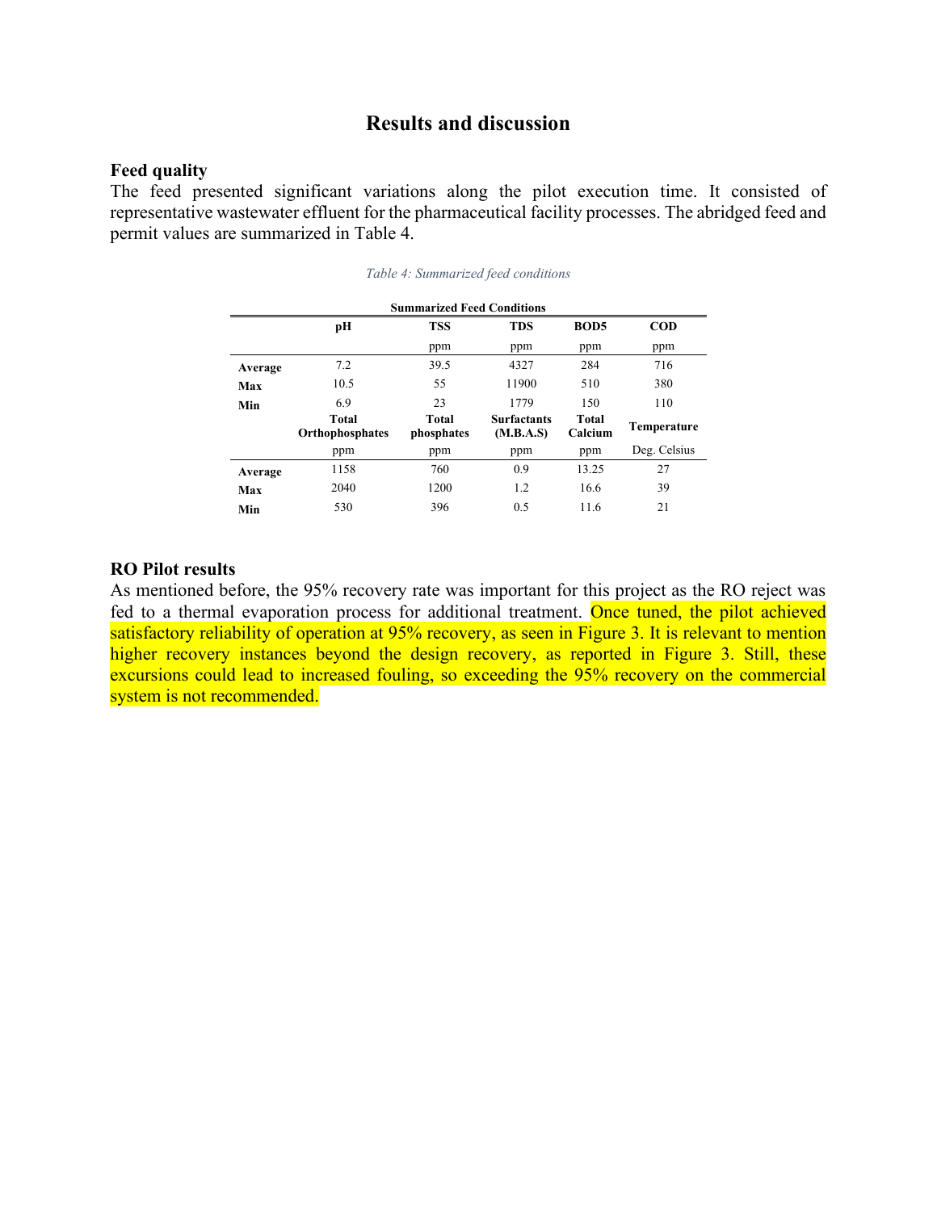## Results and discussion

### Feed quality

The feed presented significant variations along the pilot execution time. It consisted of representative wastewater effluent for the pharmaceutical facility processes. The abridged feed and permit values are summarized in Table 4.

*Table 4: Summarized feed conditions*

| Summarized Feed Conditions | | | | | |
|---|---|---|---|---|---|
| | **pH** | **TSS** | **TDS** | **BOD5** | **COD** |
| | | ppm | ppm | ppm | ppm |
| **Average** | 7.2 | 39.5 | 4327 | 284 | 716 |
| **Max** | 10.5 | 55 | 11900 | 510 | 380 |
| **Min** | 6.9 | 23 | 1779 | 150 | 110 |
| | **Total Orthophosphates** | **Total phosphates** | **Surfactants (M.B.A.S)** | **Total Calcium** | **Temperature** |
| | ppm | ppm | ppm | ppm | Deg. Celsius |
| **Average** | 1158 | 760 | 0.9 | 13.25 | 27 |
| **Max** | 2040 | 1200 | 1.2 | 16.6 | 39 |
| **Min** | 530 | 396 | 0.5 | 11.6 | 21 |

### RO Pilot results

As mentioned before, the 95% recovery rate was important for this project as the RO reject was fed to a thermal evaporation process for additional treatment. Once tuned, the pilot achieved satisfactory reliability of operation at 95% recovery, as seen in Figure 3. It is relevant to mention higher recovery instances beyond the design recovery, as reported in Figure 3. Still, these excursions could lead to increased fouling, so exceeding the 95% recovery on the commercial system is not recommended.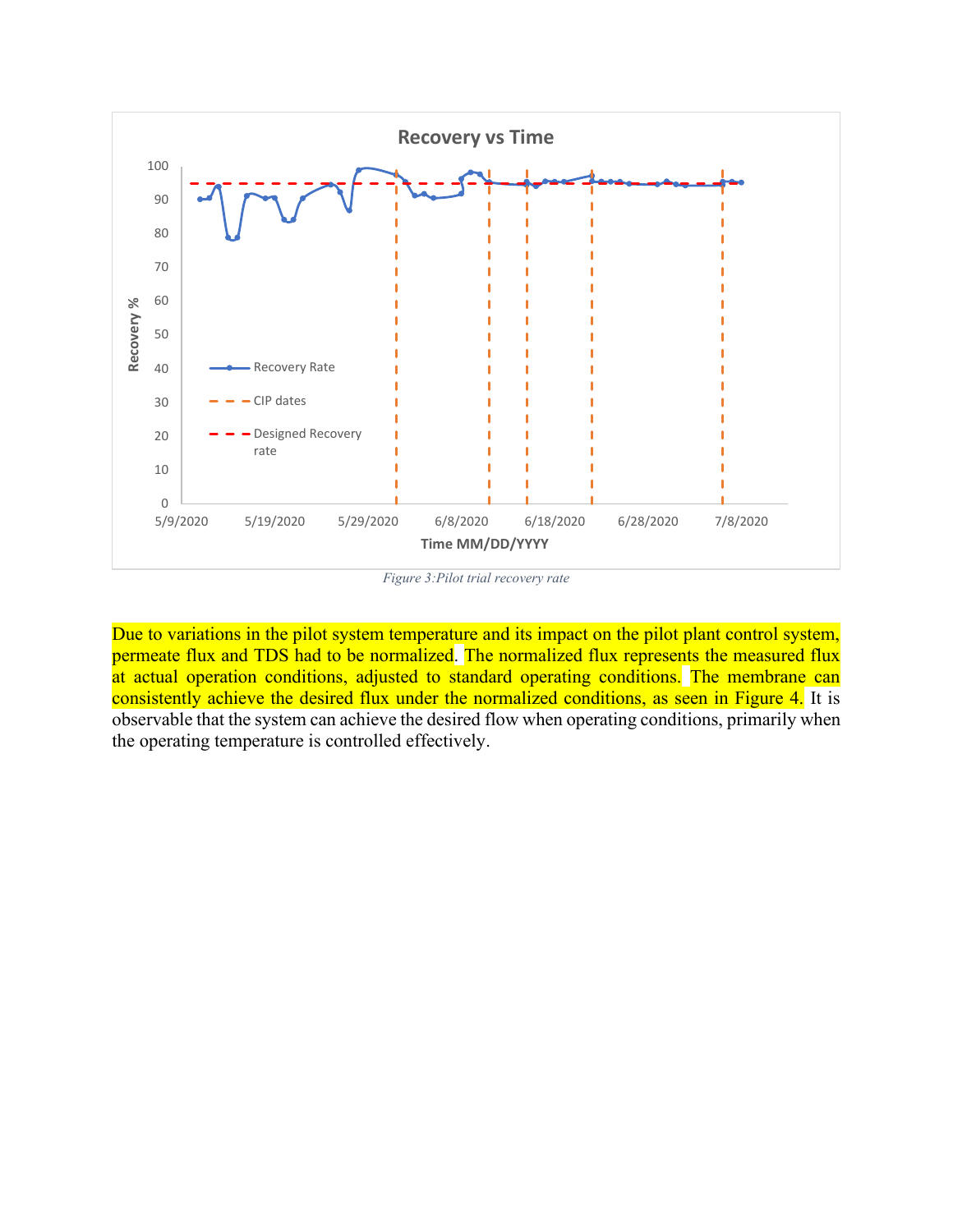Figure 3:Pilot trial recovery rate

Due to variations in the pilot system temperature and its impact on the pilot plant control system, permeate flux and TDS had to be normalized. The normalized flux represents the measured flux at actual operation conditions, adjusted to standard operating conditions. The membrane can consistently achieve the desired flux under the normalized conditions, as seen in Figure 4. It is observable that the system can achieve the desired flow when operating conditions, primarily when the operating temperature is controlled effectively.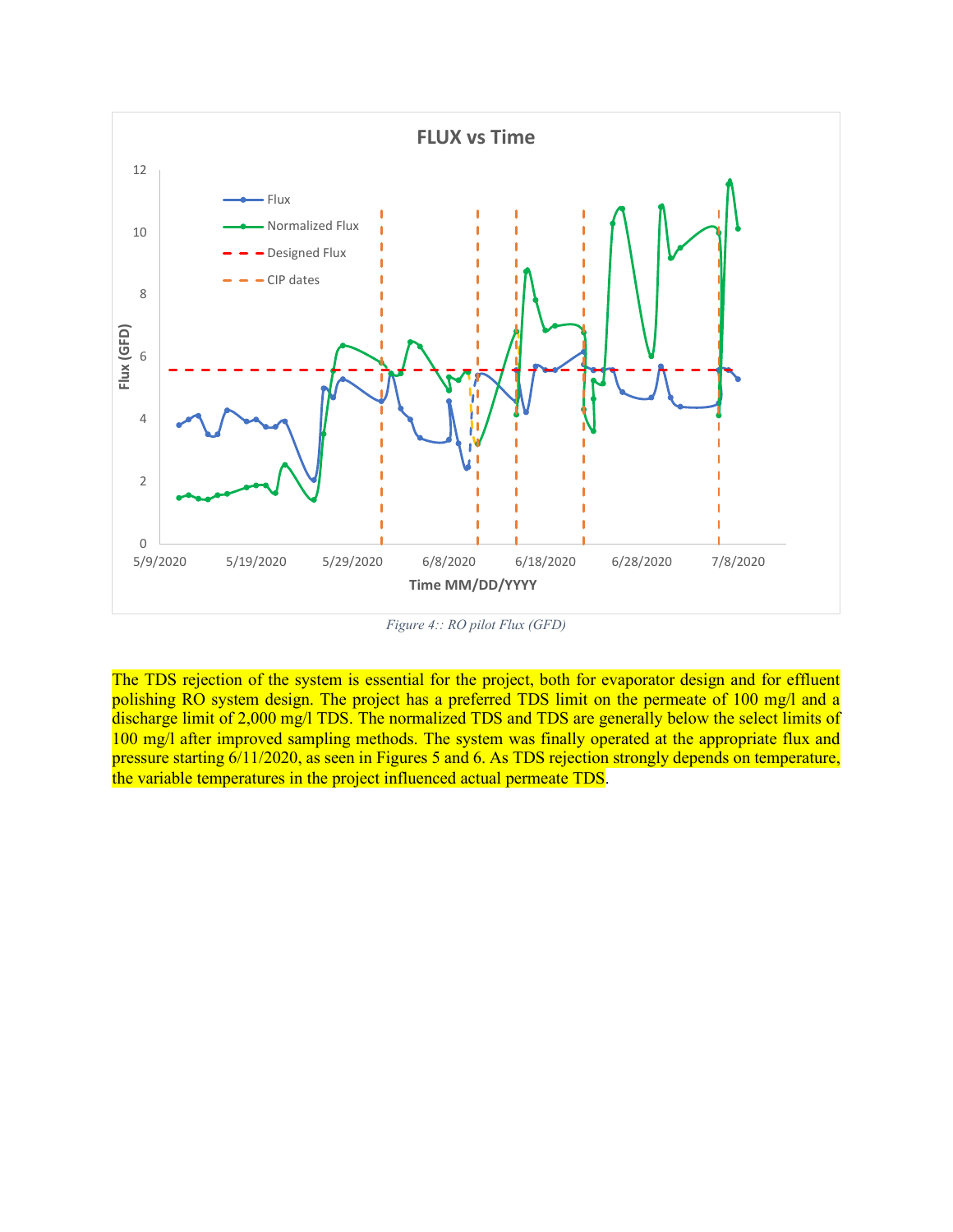Figure 4:: RO pilot Flux (GFD)

The TDS rejection of the system is essential for the project, both for evaporator design and for effluent polishing RO system design. The project has a preferred TDS limit on the permeate of 100 mg/l and a discharge limit of 2,000 mg/l TDS. The normalized TDS and TDS are generally below the select limits of 100 mg/l after improved sampling methods. The system was finally operated at the appropriate flux and pressure starting 6/11/2020, as seen in Figures 5 and 6. As TDS rejection strongly depends on temperature, the variable temperatures in the project influenced actual permeate TDS.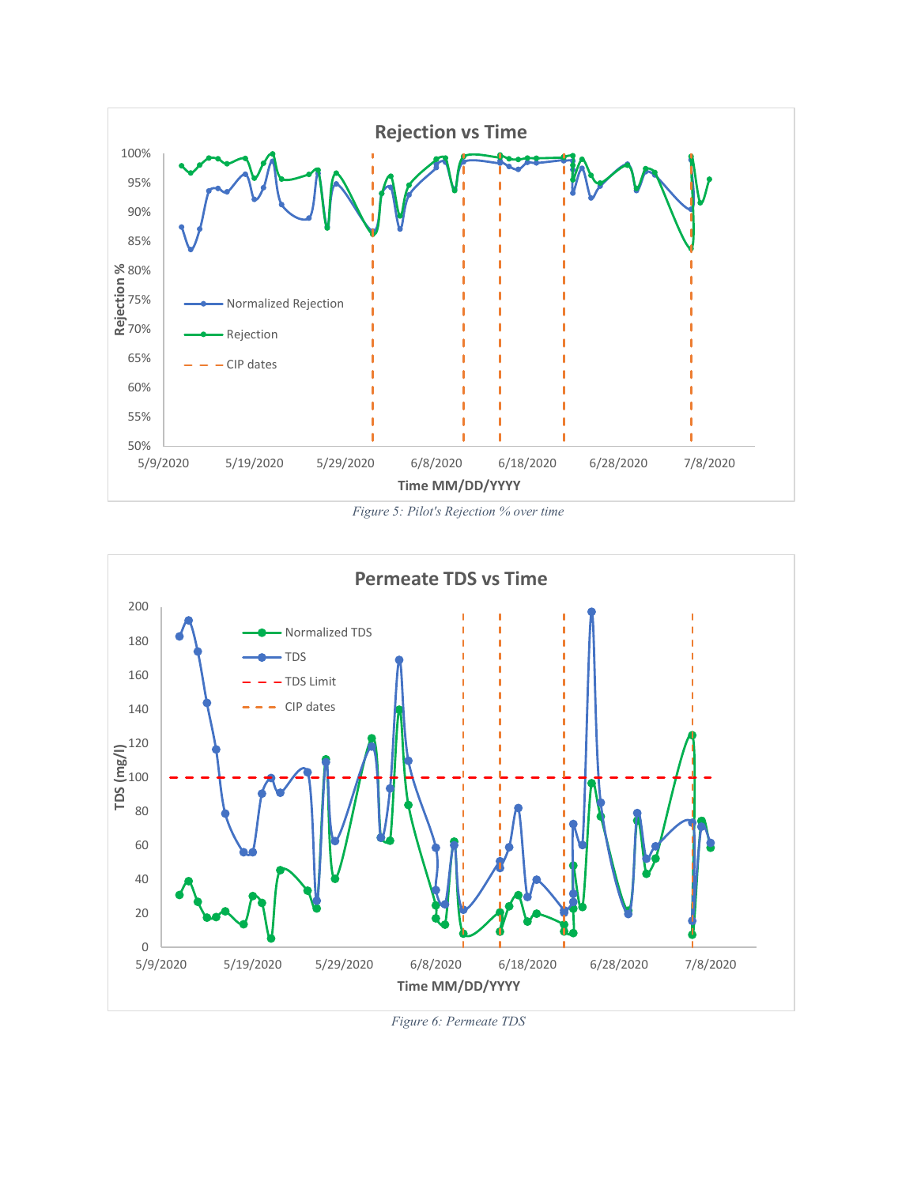Figure 5: Pilot's Rejection % over time

Figure 6: Permeate TDS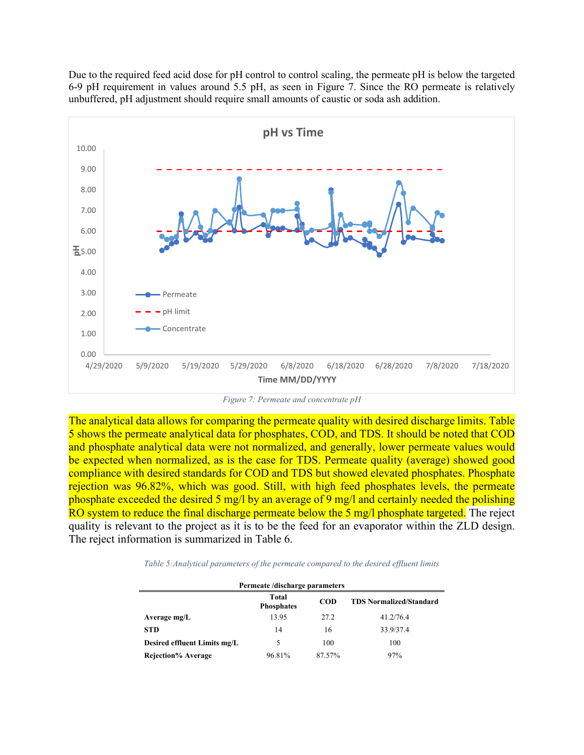Due to the required feed acid dose for pH control to control scaling, the permeate pH is below the targeted 6-9 pH requirement in values around 5.5 pH, as seen in Figure 7. Since the RO permeate is relatively unbuffered, pH adjustment should require small amounts of caustic or soda ash addition.

*Figure 7: Permeate and concentrate pH*

The analytical data allows for comparing the permeate quality with desired discharge limits. Table 5 shows the permeate analytical data for phosphates, COD, and TDS. It should be noted that COD and phosphate analytical data were not normalized, and generally, lower permeate values would be expected when normalized, as is the case for TDS. Permeate quality (average) showed good compliance with desired standards for COD and TDS but showed elevated phosphates. Phosphate rejection was 96.82%, which was good. Still, with high feed phosphates levels, the permeate phosphate exceeded the desired 5 mg/l by an average of 9 mg/l and certainly needed the polishing RO system to reduce the final discharge permeate below the 5 mg/l phosphate targeted. The reject quality is relevant to the project as it is to be the feed for an evaporator within the ZLD design. The reject information is summarized in Table 6.

*Table 5: Analytical parameters of the permeate compared to the desired effluent limits*

| Permeate /discharge parameters | | | |
|---|---|---|---|
| | Total Phosphates | COD | TDS Normalized/Standard |
| **Average mg/L** | 13.95 | 27.2 | 41.2/76.4 |
| **STD** | 14 | 16 | 33.9/37.4 |
| **Desired effluent Limits mg/L** | 5 | 100 | 100 |
| **Rejection% Average** | 96.81% | 87.57% | 97% |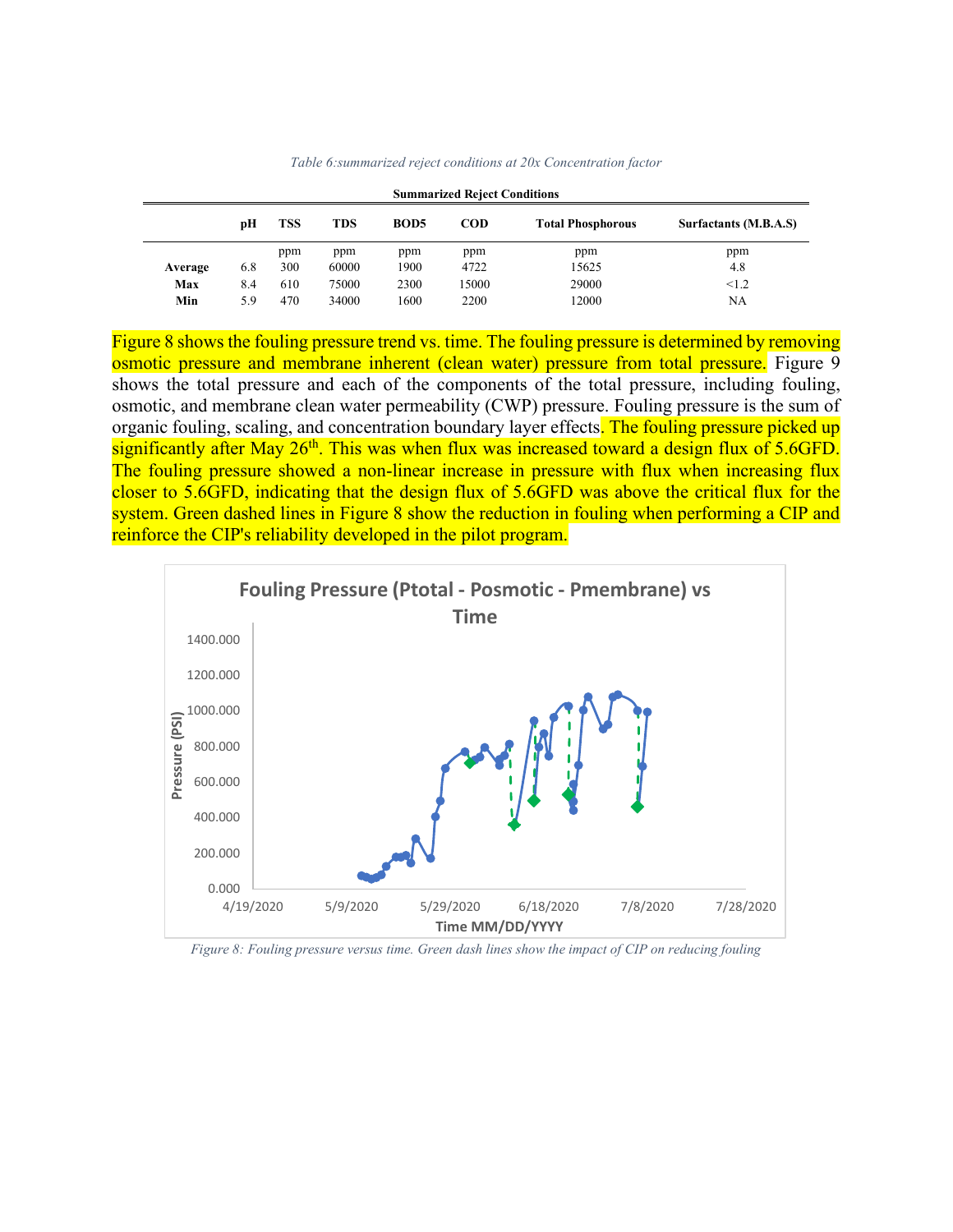*Table 6:summarized reject conditions at 20x Concentration factor*

**Summarized Reject Conditions**

| | pH | TSS | TDS | BOD5 | COD | Total Phosphorous | Surfactants (M.B.A.S) |
|---|---|---|---|---|---|---|---|
| | | ppm | ppm | ppm | ppm | ppm | ppm |
| **Average** | 6.8 | 300 | 60000 | 1900 | 4722 | 15625 | 4.8 |
| **Max** | 8.4 | 610 | 75000 | 2300 | 15000 | 29000 | <1.2 |
| **Min** | 5.9 | 470 | 34000 | 1600 | 2200 | 12000 | NA |

Figure 8 shows the fouling pressure trend vs. time. The fouling pressure is determined by removing osmotic pressure and membrane inherent (clean water) pressure from total pressure. Figure 9 shows the total pressure and each of the components of the total pressure, including fouling, osmotic, and membrane clean water permeability (CWP) pressure. Fouling pressure is the sum of organic fouling, scaling, and concentration boundary layer effects. The fouling pressure picked up significantly after May 26th. This was when flux was increased toward a design flux of 5.6GFD. The fouling pressure showed a non-linear increase in pressure with flux when increasing flux closer to 5.6GFD, indicating that the design flux of 5.6GFD was above the critical flux for the system. Green dashed lines in Figure 8 show the reduction in fouling when performing a CIP and reinforce the CIP's reliability developed in the pilot program.

*Figure 8: Fouling pressure versus time. Green dash lines show the impact of CIP on reducing fouling*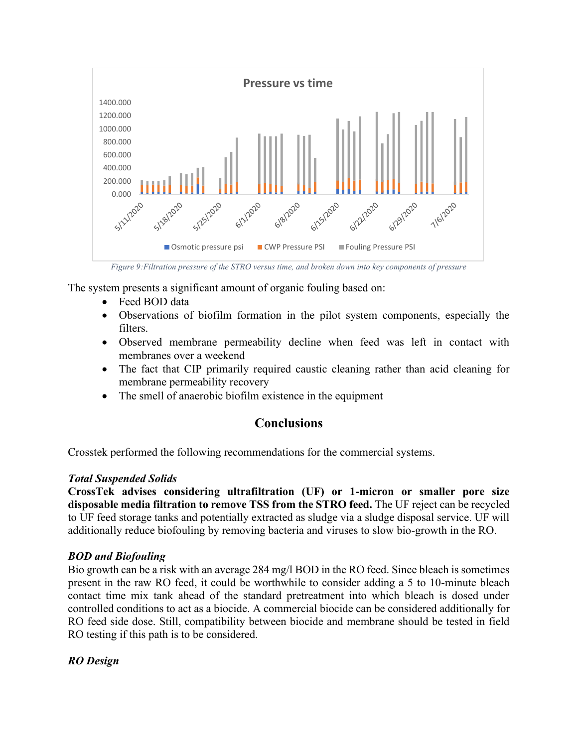Figure 9:Filtration pressure of the STRO versus time, and broken down into key components of pressure

The system presents a significant amount of organic fouling based on:

- Feed BOD data
- Observations of biofilm formation in the pilot system components, especially the filters.
- Observed membrane permeability decline when feed was left in contact with membranes over a weekend
- The fact that CIP primarily required caustic cleaning rather than acid cleaning for membrane permeability recovery
- The smell of anaerobic biofilm existence in the equipment

## Conclusions

Crosstek performed the following recommendations for the commercial systems.

### *Total Suspended Solids*

**CrossTek advises considering ultrafiltration (UF) or 1-micron or smaller pore size disposable media filtration to remove TSS from the STRO feed.** The UF reject can be recycled to UF feed storage tanks and potentially extracted as sludge via a sludge disposal service. UF will additionally reduce biofouling by removing bacteria and viruses to slow bio-growth in the RO.

### *BOD and Biofouling*

Bio growth can be a risk with an average 284 mg/l BOD in the RO feed. Since bleach is sometimes present in the raw RO feed, it could be worthwhile to consider adding a 5 to 10-minute bleach contact time mix tank ahead of the standard pretreatment into which bleach is dosed under controlled conditions to act as a biocide. A commercial biocide can be considered additionally for RO feed side dose. Still, compatibility between biocide and membrane should be tested in field RO testing if this path is to be considered.

### *RO Design*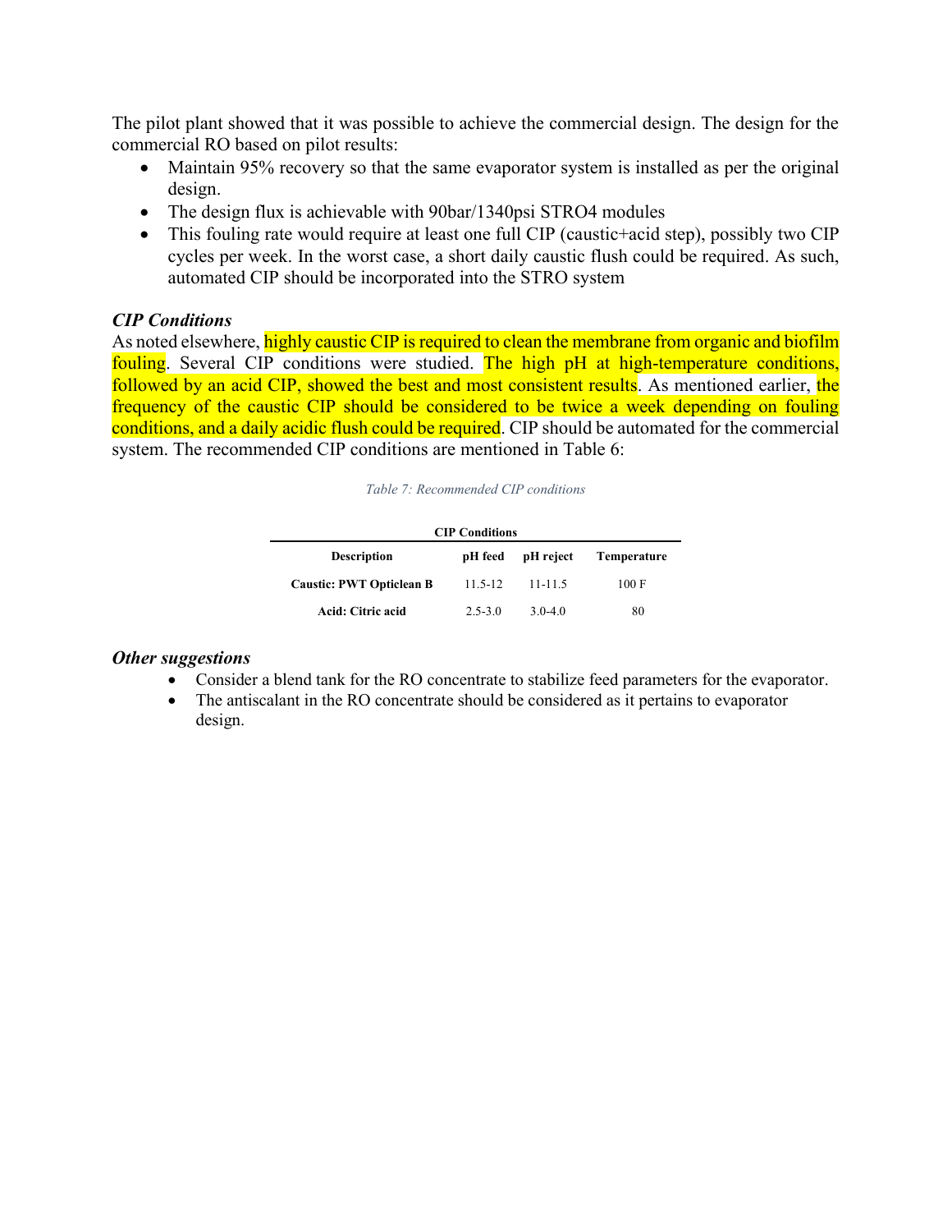The pilot plant showed that it was possible to achieve the commercial design. The design for the commercial RO based on pilot results:

- Maintain 95% recovery so that the same evaporator system is installed as per the original design.
- The design flux is achievable with 90bar/1340psi STRO4 modules
- This fouling rate would require at least one full CIP (caustic+acid step), possibly two CIP cycles per week. In the worst case, a short daily caustic flush could be required. As such, automated CIP should be incorporated into the STRO system

### *CIP Conditions*

As noted elsewhere, highly caustic CIP is required to clean the membrane from organic and biofilm fouling. Several CIP conditions were studied. The high pH at high-temperature conditions, followed by an acid CIP, showed the best and most consistent results. As mentioned earlier, the frequency of the caustic CIP should be considered to be twice a week depending on fouling conditions, and a daily acidic flush could be required. CIP should be automated for the commercial system. The recommended CIP conditions are mentioned in Table 6:

*Table 7: Recommended CIP conditions*

| CIP Conditions | | | |
|---|---|---|---|
| **Description** | **pH feed** | **pH reject** | **Temperature** |
| **Caustic: PWT Opticlean B** | 11.5-12 | 11-11.5 | 100 F |
| **Acid: Citric acid** | 2.5-3.0 | 3.0-4.0 | 80 |

### *Other suggestions*

- Consider a blend tank for the RO concentrate to stabilize feed parameters for the evaporator.
- The antiscalant in the RO concentrate should be considered as it pertains to evaporator design.